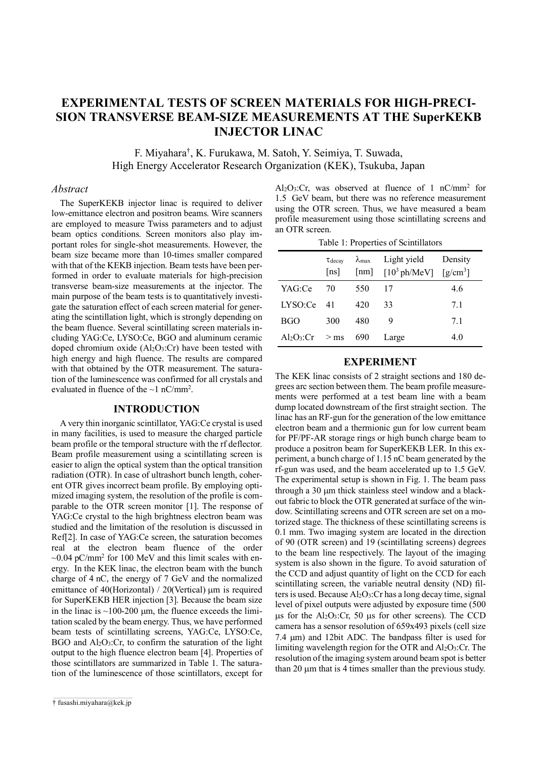# EXPERIMENTAL TESTS OF SCREEN MATERIALS FOR HIGH-PRECISION TRANSVERSE BEAM-SIZE MEASUREMENTS AT THE SuperKEKB INJECTOR LINAC

F. Miyahara[†], K. Furukawa, M. Satoh, Y. Seimiya, T. Suwada,
High Energy Accelerator Research Organization (KEK), Tsukuba, Japan

## *Abstract*

The SuperKEKB injector linac is required to deliver low-emittance electron and positron beams. Wire scanners are employed to measure Twiss parameters and to adjust beam optics conditions. Screen monitors also play important roles for single-shot measurements. However, the beam size became more than 10-times smaller compared with that of the KEKB injection. Beam tests have been performed in order to evaluate materials for high-precision transverse beam-size measurements at the injector. The main purpose of the beam tests is to quantitatively investigate the saturation effect of each screen material for generating the scintillation light, which is strongly depending on the beam fluence. Several scintillating screen materials including YAG:Ce, LYSO:Ce, BGO and aluminum ceramic doped chromium oxide ($Al_2O_3$:Cr) have been tested with high energy and high fluence. The results are compared with that obtained by the OTR measurement. The saturation of the luminescence was confirmed for all crystals and evaluated in fluence of the ~1 nC/mm$^2$.

## INTRODUCTION

A very thin inorganic scintillator, YAG:Ce crystal is used in many facilities, is used to measure the charged particle beam profile or the temporal structure with the rf deflector. Beam profile measurement using a scintillating screen is easier to align the optical system than the optical transition radiation (OTR). In case of ultrashort bunch length, coherent OTR gives incorrect beam profile. By employing optimized imaging system, the resolution of the profile is comparable to the OTR screen monitor [1]. The response of YAG:Ce crystal to the high brightness electron beam was studied and the limitation of the resolution is discussed in Ref[2]. In case of YAG:Ce screen, the saturation becomes real at the electron beam fluence of the order ~0.04 pC/mm$^2$ for 100 MeV and this limit scales with energy. In the KEK linac, the electron beam with the bunch charge of 4 nC, the energy of 7 GeV and the normalized emittance of 40(Horizontal) / 20(Vertical) μm is required for SuperKEKB HER injection [3]. Because the beam size in the linac is ~100-200 μm, the fluence exceeds the limitation scaled by the beam energy. Thus, we have performed beam tests of scintillating screens, YAG:Ce, LYSO:Ce, BGO and $Al_2O_3$:Cr, to confirm the saturation of the light output to the high fluence electron beam [4]. Properties of those scintillators are summarized in Table 1. The saturation of the luminescence of those scintillators, except for $Al_2O_3$:Cr, was observed at fluence of 1 nC/mm$^2$ for 1.5 GeV beam, but there was no reference measurement using the OTR screen. Thus, we have measured a beam profile measurement using those scintillating screens and an OTR screen.

Table 1: Properties of Scintillators

| | $\tau_{decay}$ [ns] | $\lambda_{max}$ [nm] | Light yield [$10^3$ ph/MeV] | Density [g/cm$^3$] |
|---|---|---|---|---|
| YAG:Ce | 70 | 550 | 17 | 4.6 |
| LYSO:Ce | 41 | 420 | 33 | 7.1 |
| BGO | 300 | 480 | 9 | 7.1 |
| $Al_2O_3$:Cr | > ms | 690 | Large | 4.0 |

## EXPERIMENT

The KEK linac consists of 2 straight sections and 180 degrees arc section between them. The beam profile measurements were performed at a test beam line with a beam dump located downstream of the first straight section. The linac has an RF-gun for the generation of the low emittance electron beam and a thermionic gun for low current beam for PF/PF-AR storage rings or high bunch charge beam to produce a positron beam for SuperKEKB LER. In this experiment, a bunch charge of 1.15 nC beam generated by the rf-gun was used, and the beam accelerated up to 1.5 GeV. The experimental setup is shown in Fig. 1. The beam pass through a 30 μm thick stainless steel window and a blackout fabric to block the OTR generated at surface of the window. Scintillating screens and OTR screen are set on a motorized stage. The thickness of these scintillating screens is 0.1 mm. Two imaging system are located in the direction of 90 (OTR screen) and 19 (scintillating screens) degrees to the beam line respectively. The layout of the imaging system is also shown in the figure. To avoid saturation of the CCD and adjust quantity of light on the CCD for each scintillating screen, the variable neutral density (ND) filters is used. Because $Al_2O_3$:Cr has a long decay time, signal level of pixel outputs were adjusted by exposure time (500 μs for the $Al_2O_3$:Cr, 50 μs for other screens). The CCD camera has a sensor resolution of 659x493 pixels (cell size 7.4 μm) and 12bit ADC. The bandpass filter is used for limiting wavelength region for the OTR and $Al_2O_3$:Cr. The resolution of the imaging system around beam spot is better than 20 μm that is 4 times smaller than the previous study.

[†] fusashi.miyahara@kek.jp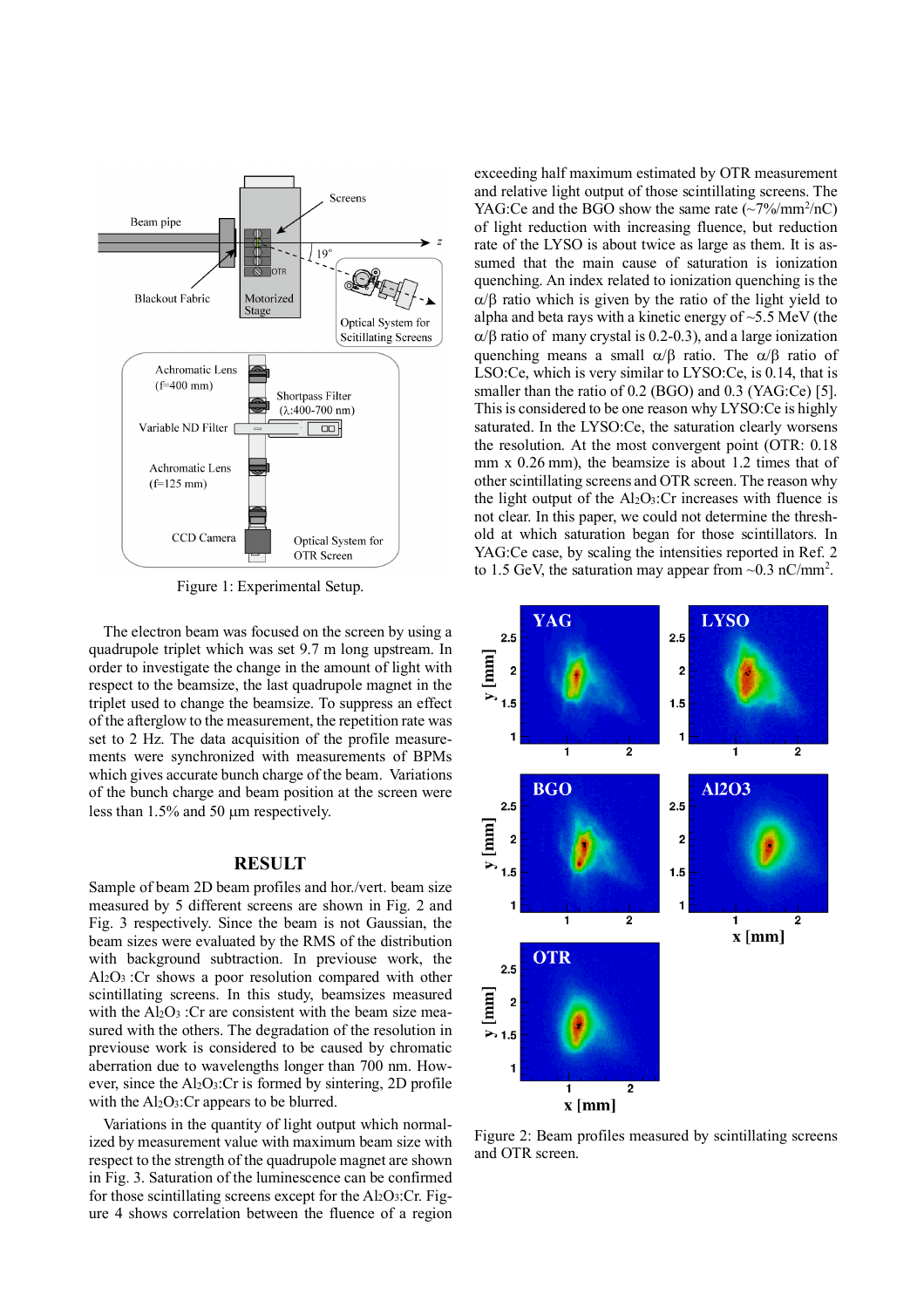Figure 1: Experimental Setup.

The electron beam was focused on the screen by using a quadrupole triplet which was set 9.7 m long upstream. In order to investigate the change in the amount of light with respect to the beamsize, the last quadrupole magnet in the triplet used to change the beamsize. To suppress an effect of the afterglow to the measurement, the repetition rate was set to 2 Hz. The data acquisition of the profile measurements were synchronized with measurements of BPMs which gives accurate bunch charge of the beam. Variations of the bunch charge and beam position at the screen were less than 1.5% and 50 μm respectively.

## RESULT

Sample of beam 2D beam profiles and hor./vert. beam size measured by 5 different screens are shown in Fig. 2 and Fig. 3 respectively. Since the beam is not Gaussian, the beam sizes were evaluated by the RMS of the distribution with background subtraction. In previouse work, the $Al_2O_3$ :Cr shows a poor resolution compared with other scintillating screens. In this study, beamsizes measured with the $Al_2O_3$ :Cr are consistent with the beam size measured with the others. The degradation of the resolution in previouse work is considered to be caused by chromatic aberration due to wavelengths longer than 700 nm. However, since the $Al_2O_3$:Cr is formed by sintering, 2D profile with the $Al_2O_3$:Cr appears to be blurred.

Variations in the quantity of light output which normalized by measurement value with maximum beam size with respect to the strength of the quadrupole magnet are shown in Fig. 3. Saturation of the luminescence can be confirmed for those scintillating screens except for the $Al_2O_3$:Cr. Figure 4 shows correlation between the fluence of a region exceeding half maximum estimated by OTR measurement and relative light output of those scintillating screens. The YAG:Ce and the BGO show the same rate (~7%/mm$^2$/nC) of light reduction with increasing fluence, but reduction rate of the LYSO is about twice as large as them. It is assumed that the main cause of saturation is ionization quenching. An index related to ionization quenching is the α/β ratio which is given by the ratio of the light yield to alpha and beta rays with a kinetic energy of ~5.5 MeV (the α/β ratio of many crystal is 0.2-0.3), and a large ionization quenching means a small α/β ratio. The α/β ratio of LSO:Ce, which is very similar to LYSO:Ce, is 0.14, that is smaller than the ratio of 0.2 (BGO) and 0.3 (YAG:Ce) [5]. This is considered to be one reason why LYSO:Ce is highly saturated. In the LYSO:Ce, the saturation clearly worsens the resolution. At the most convergent point (OTR: 0.18 mm x 0.26 mm), the beamsize is about 1.2 times that of other scintillating screens and OTR screen. The reason why the light output of the $Al_2O_3$:Cr increases with fluence is not clear. In this paper, we could not determine the threshold at which saturation began for those scintillators. In YAG:Ce case, by scaling the intensities reported in Ref. 2 to 1.5 GeV, the saturation may appear from ~0.3 nC/mm$^2$.

Figure 2: Beam profiles measured by scintillating screens and OTR screen.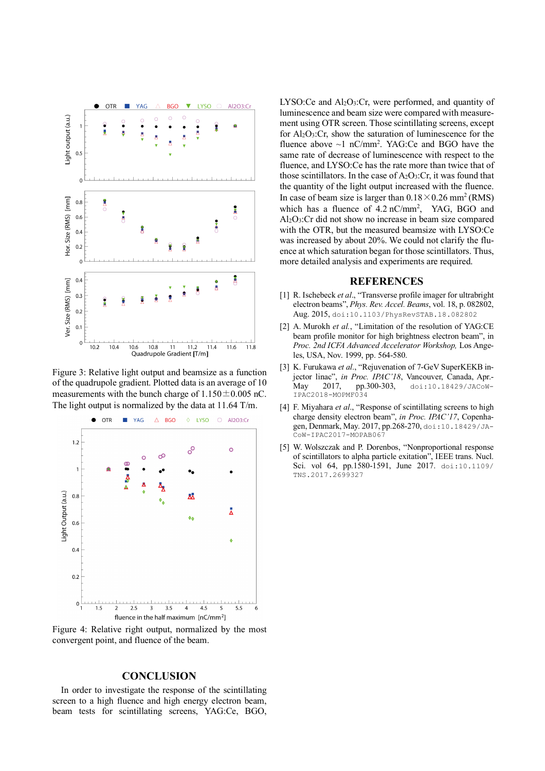OTR YAG BGO LYSO Al2O3:Cr

Light output (a.u.)

1

0.5

0

Hor. Size (RMS) [mm]

0.8

0.6

0.4

0.2

0

Ver. Size (RMS) [mm]

0.4

0.3

0.2

0.1

0

10.2 10.4 10.6 10.8 11 11.2 11.4 11.6 11.8

Quadrupole Gradient [T/m]

Figure 3: Relative light output and beamsize as a function of the quadrupole gradient. Plotted data is an average of 10 measurements with the bunch charge of 1.150$\pm$0.005 nC. The light output is normalized by the data at 11.64 T/m.

OTR YAG BGO LYSO Al2O3:Cr

Light Output (a.u.)

1.2

1

0.8

0.6

0.4

0.2

0

1 1.5 2 2.5 3 3.5 4 4.5 5 5.5 6

fluence in the half maximum [nC/mm²]

Figure 4: Relative right output, normalized by the most convergent point, and fluence of the beam.

## CONCLUSION

In order to investigate the response of the scintillating screen to a high fluence and high energy electron beam, beam tests for scintillating screens, YAG:Ce, BGO, LYSO:Ce and $Al_2O_3$:Cr, were performed, and quantity of luminescence and beam size were compared with measurement using OTR screen. Those scintillating screens, except for $Al_2O_3$:Cr, show the saturation of luminescence for the fluence above ~1 nC/mm$^2$. YAG:Ce and BGO have the same rate of decrease of luminescence with respect to the fluence, and LYSO:Ce has the rate more than twice that of those scintillators. In the case of $A_2O_3$:Cr, it was found that the quantity of the light output increased with the fluence. In case of beam size is larger than $0.18\times0.26$ mm$^2$ (RMS) which has a fluence of 4.2 nC/mm$^2$, YAG, BGO and $Al_2O_3$:Cr did not show no increase in beam size compared with the OTR, but the measured beamsize with LYSO:Ce was increased by about 20%. We could not clarify the fluence at which saturation began for those scintillators. Thus, more detailed analysis and experiments are required.

## REFERENCES

[1] R. Ischebeck *et al*., "Transverse profile imager for ultrabright electron beams", *Phys. Rev. Accel. Beams*, vol. 18, p. 082802, Aug. 2015, doi:10.1103/PhysRevSTAB.18.082802

[2] A. Murokh *et al.*, "Limitation of the resolution of YAG:CE beam profile monitor for high brightness electron beam", in *Proc. 2nd ICFA Advanced Accelerator Workshop,* Los Angeles, USA, Nov. 1999, pp. 564-580.

[3] K. Furukawa *et al*., "Rejuvenation of 7-GeV SuperKEKB injector linac", *in Proc. IPAC'18*, Vancouver, Canada, Apr.-May 2017, pp.300-303, doi:10.18429/JACoW-IPAC2018-MOPMF034

[4] F. Miyahara *et al*., "Response of scintillating screens to high charge density electron beam", *in Proc. IPAC'17*, Copenhagen, Denmark, May. 2017, pp.268-270, doi:10.18429/JACoW-IPAC2017-MOPAB067

[5] W. Wolszczak and P. Dorenbos, "Nonproportional response of scintillators to alpha particle exitation", IEEE trans. Nucl. Sci. vol 64, pp.1580-1591, June 2017. doi:10.1109/TNS.2017.2699327